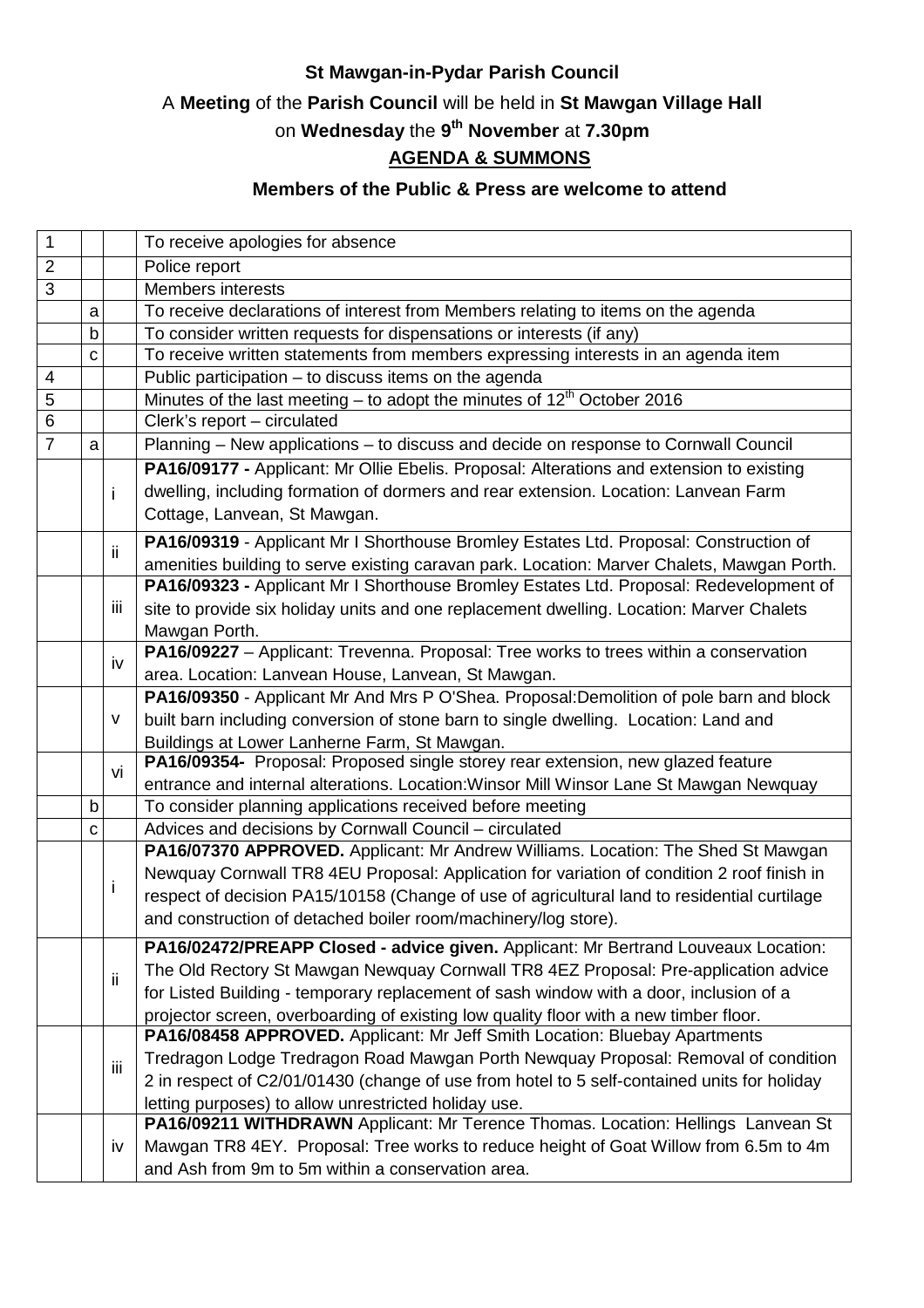**St Mawgan-in-Pydar Parish Council**

A **Meeting** of the **Parish Council** will be held in **St Mawgan Village Hall**

on **Wednesday** the **9th November** at **7.30pm**

**AGENDA & SUMMONS**

**Members of the Public & Press are welcome to attend**

| | | | |
|---|---|---|---|
| 1 | | | To receive apologies for absence |
| 2 | | | Police report |
| 3 | | | Members interests |
| | a | | To receive declarations of interest from Members relating to items on the agenda |
| | b | | To consider written requests for dispensations or interests (if any) |
| | c | | To receive written statements from members expressing interests in an agenda item |
| 4 | | | Public participation – to discuss items on the agenda |
| 5 | | | Minutes of the last meeting – to adopt the minutes of 12th October 2016 |
| 6 | | | Clerk's report – circulated |
| 7 | a | | Planning – New applications – to discuss and decide on response to Cornwall Council |
| | | i | **PA16/09177 -** Applicant: Mr Ollie Ebelis. Proposal: Alterations and extension to existing dwelling, including formation of dormers and rear extension. Location: Lanvean Farm Cottage, Lanvean, St Mawgan. |
| | | ii | **PA16/09319** - Applicant Mr I Shorthouse Bromley Estates Ltd. Proposal: Construction of amenities building to serve existing caravan park. Location: Marver Chalets, Mawgan Porth. |
| | | iii | **PA16/09323 -** Applicant Mr I Shorthouse Bromley Estates Ltd. Proposal: Redevelopment of site to provide six holiday units and one replacement dwelling. Location: Marver Chalets Mawgan Porth. |
| | | iv | **PA16/09227** – Applicant: Trevenna. Proposal: Tree works to trees within a conservation area. Location: Lanvean House, Lanvean, St Mawgan. |
| | | v | **PA16/09350** - Applicant Mr And Mrs P O'Shea. Proposal:Demolition of pole barn and block built barn including conversion of stone barn to single dwelling. Location: Land and Buildings at Lower Lanherne Farm, St Mawgan. |
| | | vi | **PA16/09354-** Proposal: Proposed single storey rear extension, new glazed feature entrance and internal alterations. Location:Winsor Mill Winsor Lane St Mawgan Newquay |
| | b | | To consider planning applications received before meeting |
| | c | | Advices and decisions by Cornwall Council – circulated |
| | | i | **PA16/07370 APPROVED.** Applicant: Mr Andrew Williams. Location: The Shed St Mawgan Newquay Cornwall TR8 4EU Proposal: Application for variation of condition 2 roof finish in respect of decision PA15/10158 (Change of use of agricultural land to residential curtilage and construction of detached boiler room/machinery/log store). |
| | | ii | **PA16/02472/PREAPP Closed - advice given.** Applicant: Mr Bertrand Louveaux Location: The Old Rectory St Mawgan Newquay Cornwall TR8 4EZ Proposal: Pre-application advice for Listed Building - temporary replacement of sash window with a door, inclusion of a projector screen, overboarding of existing low quality floor with a new timber floor. |
| | | iii | **PA16/08458 APPROVED.** Applicant: Mr Jeff Smith Location: Bluebay Apartments Tredragon Lodge Tredragon Road Mawgan Porth Newquay Proposal: Removal of condition 2 in respect of C2/01/01430 (change of use from hotel to 5 self-contained units for holiday letting purposes) to allow unrestricted holiday use. |
| | | iv | **PA16/09211 WITHDRAWN** Applicant: Mr Terence Thomas. Location: Hellings Lanvean St Mawgan TR8 4EY. Proposal: Tree works to reduce height of Goat Willow from 6.5m to 4m and Ash from 9m to 5m within a conservation area. |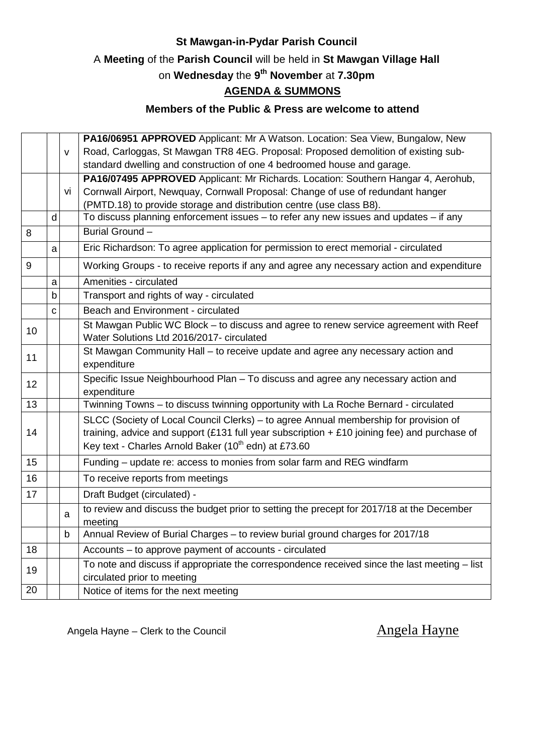**St Mawgan-in-Pydar Parish Council**

A **Meeting** of the **Parish Council** will be held in **St Mawgan Village Hall**

on **Wednesday** the **9th November** at **7.30pm**

**AGENDA & SUMMONS**

**Members of the Public & Press are welcome to attend**

| | | | |
|---|---|---|---|
| | | v | **PA16/06951 APPROVED** Applicant: Mr A Watson. Location: Sea View, Bungalow, New Road, Carloggas, St Mawgan TR8 4EG. Proposal: Proposed demolition of existing sub-standard dwelling and construction of one 4 bedroomed house and garage. |
| | | vi | **PA16/07495 APPROVED** Applicant: Mr Richards. Location: Southern Hangar 4, Aerohub, Cornwall Airport, Newquay, Cornwall Proposal: Change of use of redundant hanger (PMTD.18) to provide storage and distribution centre (use class B8). |
| | d | | To discuss planning enforcement issues – to refer any new issues and updates – if any |
| 8 | | | Burial Ground – |
| | a | | Eric Richardson: To agree application for permission to erect memorial - circulated |
| 9 | | | Working Groups - to receive reports if any and agree any necessary action and expenditure |
| | a | | Amenities - circulated |
| | b | | Transport and rights of way - circulated |
| | c | | Beach and Environment - circulated |
| 10 | | | St Mawgan Public WC Block – to discuss and agree to renew service agreement with Reef Water Solutions Ltd 2016/2017- circulated |
| 11 | | | St Mawgan Community Hall – to receive update and agree any necessary action and expenditure |
| 12 | | | Specific Issue Neighbourhood Plan – To discuss and agree any necessary action and expenditure |
| 13 | | | Twinning Towns – to discuss twinning opportunity with La Roche Bernard - circulated |
| 14 | | | SLCC (Society of Local Council Clerks) – to agree Annual membership for provision of training, advice and support (£131 full year subscription + £10 joining fee) and purchase of Key text - Charles Arnold Baker (10th edn) at £73.60 |
| 15 | | | Funding – update re: access to monies from solar farm and REG windfarm |
| 16 | | | To receive reports from meetings |
| 17 | | | Draft Budget (circulated) - |
| | | a | to review and discuss the budget prior to setting the precept for 2017/18 at the December meeting |
| | | b | Annual Review of Burial Charges – to review burial ground charges for 2017/18 |
| 18 | | | Accounts – to approve payment of accounts - circulated |
| 19 | | | To note and discuss if appropriate the correspondence received since the last meeting – list circulated prior to meeting |
| 20 | | | Notice of items for the next meeting |

Angela Hayne – Clerk to the Council    Angela Hayne